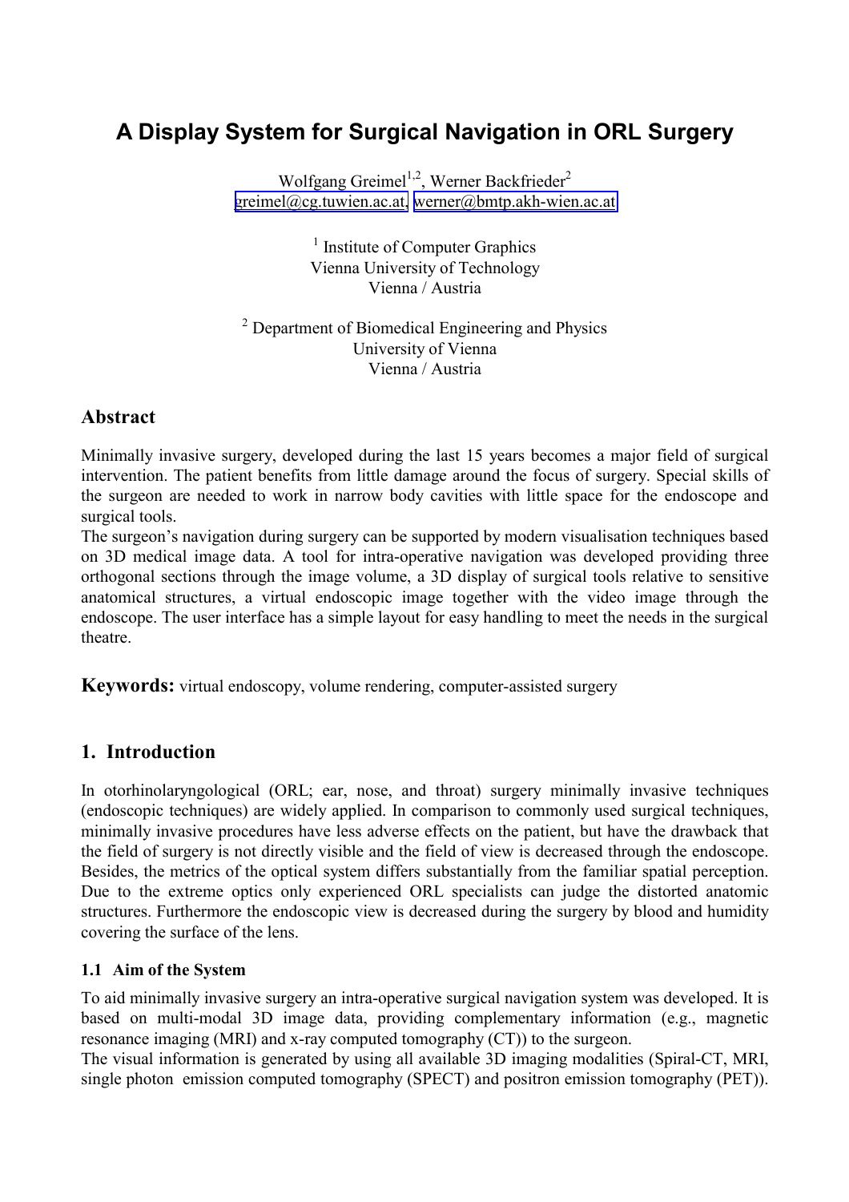# A Display System for Surgical Navigation in ORL Surgery

Wolfgang Greimel[1,2], Werner Backfrieder[2]
greimel@cg.tuwien.ac.at, werner@bmtp.akh-wien.ac.at

[1] Institute of Computer Graphics
Vienna University of Technology
Vienna / Austria

[2] Department of Biomedical Engineering and Physics
University of Vienna
Vienna / Austria

## Abstract

Minimally invasive surgery, developed during the last 15 years becomes a major field of surgical intervention. The patient benefits from little damage around the focus of surgery. Special skills of the surgeon are needed to work in narrow body cavities with little space for the endoscope and surgical tools.

The surgeon's navigation during surgery can be supported by modern visualisation techniques based on 3D medical image data. A tool for intra-operative navigation was developed providing three orthogonal sections through the image volume, a 3D display of surgical tools relative to sensitive anatomical structures, a virtual endoscopic image together with the video image through the endoscope. The user interface has a simple layout for easy handling to meet the needs in the surgical theatre.

**Keywords:** virtual endoscopy, volume rendering, computer-assisted surgery

## 1. Introduction

In otorhinolaryngological (ORL; ear, nose, and throat) surgery minimally invasive techniques (endoscopic techniques) are widely applied. In comparison to commonly used surgical techniques, minimally invasive procedures have less adverse effects on the patient, but have the drawback that the field of surgery is not directly visible and the field of view is decreased through the endoscope. Besides, the metrics of the optical system differs substantially from the familiar spatial perception. Due to the extreme optics only experienced ORL specialists can judge the distorted anatomic structures. Furthermore the endoscopic view is decreased during the surgery by blood and humidity covering the surface of the lens.

### 1.1 Aim of the System

To aid minimally invasive surgery an intra-operative surgical navigation system was developed. It is based on multi-modal 3D image data, providing complementary information (e.g., magnetic resonance imaging (MRI) and x-ray computed tomography (CT)) to the surgeon.

The visual information is generated by using all available 3D imaging modalities (Spiral-CT, MRI, single photon emission computed tomography (SPECT) and positron emission tomography (PET)).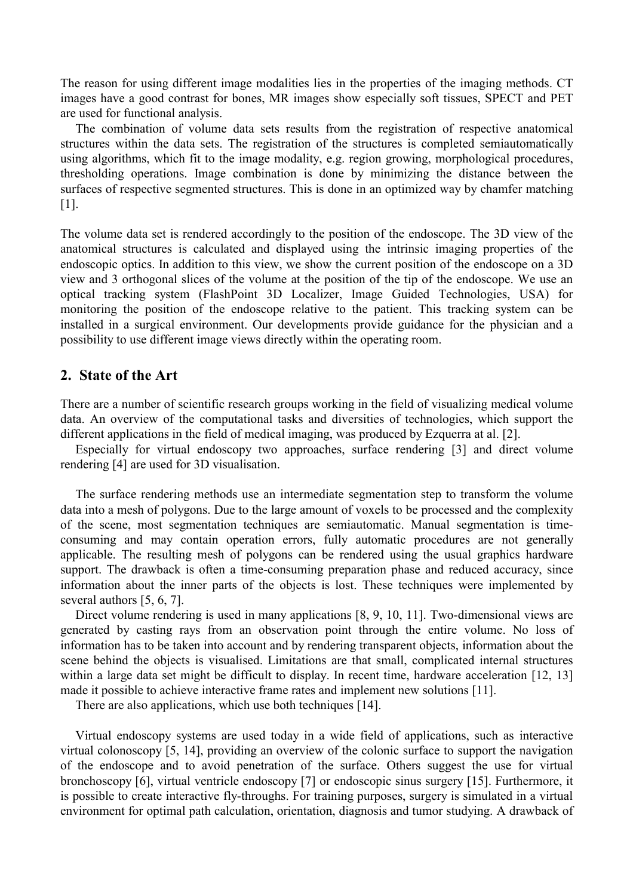The reason for using different image modalities lies in the properties of the imaging methods. CT images have a good contrast for bones, MR images show especially soft tissues, SPECT and PET are used for functional analysis.

The combination of volume data sets results from the registration of respective anatomical structures within the data sets. The registration of the structures is completed semiautomatically using algorithms, which fit to the image modality, e.g. region growing, morphological procedures, thresholding operations. Image combination is done by minimizing the distance between the surfaces of respective segmented structures. This is done in an optimized way by chamfer matching [1].

The volume data set is rendered accordingly to the position of the endoscope. The 3D view of the anatomical structures is calculated and displayed using the intrinsic imaging properties of the endoscopic optics. In addition to this view, we show the current position of the endoscope on a 3D view and 3 orthogonal slices of the volume at the position of the tip of the endoscope. We use an optical tracking system (FlashPoint 3D Localizer, Image Guided Technologies, USA) for monitoring the position of the endoscope relative to the patient. This tracking system can be installed in a surgical environment. Our developments provide guidance for the physician and a possibility to use different image views directly within the operating room.

## 2. State of the Art

There are a number of scientific research groups working in the field of visualizing medical volume data. An overview of the computational tasks and diversities of technologies, which support the different applications in the field of medical imaging, was produced by Ezquerra at al. [2].

Especially for virtual endoscopy two approaches, surface rendering [3] and direct volume rendering [4] are used for 3D visualisation.

The surface rendering methods use an intermediate segmentation step to transform the volume data into a mesh of polygons. Due to the large amount of voxels to be processed and the complexity of the scene, most segmentation techniques are semiautomatic. Manual segmentation is time-consuming and may contain operation errors, fully automatic procedures are not generally applicable. The resulting mesh of polygons can be rendered using the usual graphics hardware support. The drawback is often a time-consuming preparation phase and reduced accuracy, since information about the inner parts of the objects is lost. These techniques were implemented by several authors [5, 6, 7].

Direct volume rendering is used in many applications [8, 9, 10, 11]. Two-dimensional views are generated by casting rays from an observation point through the entire volume. No loss of information has to be taken into account and by rendering transparent objects, information about the scene behind the objects is visualised. Limitations are that small, complicated internal structures within a large data set might be difficult to display. In recent time, hardware acceleration [12, 13] made it possible to achieve interactive frame rates and implement new solutions [11].

There are also applications, which use both techniques [14].

Virtual endoscopy systems are used today in a wide field of applications, such as interactive virtual colonoscopy [5, 14], providing an overview of the colonic surface to support the navigation of the endoscope and to avoid penetration of the surface. Others suggest the use for virtual bronchoscopy [6], virtual ventricle endoscopy [7] or endoscopic sinus surgery [15]. Furthermore, it is possible to create interactive fly-throughs. For training purposes, surgery is simulated in a virtual environment for optimal path calculation, orientation, diagnosis and tumor studying. A drawback of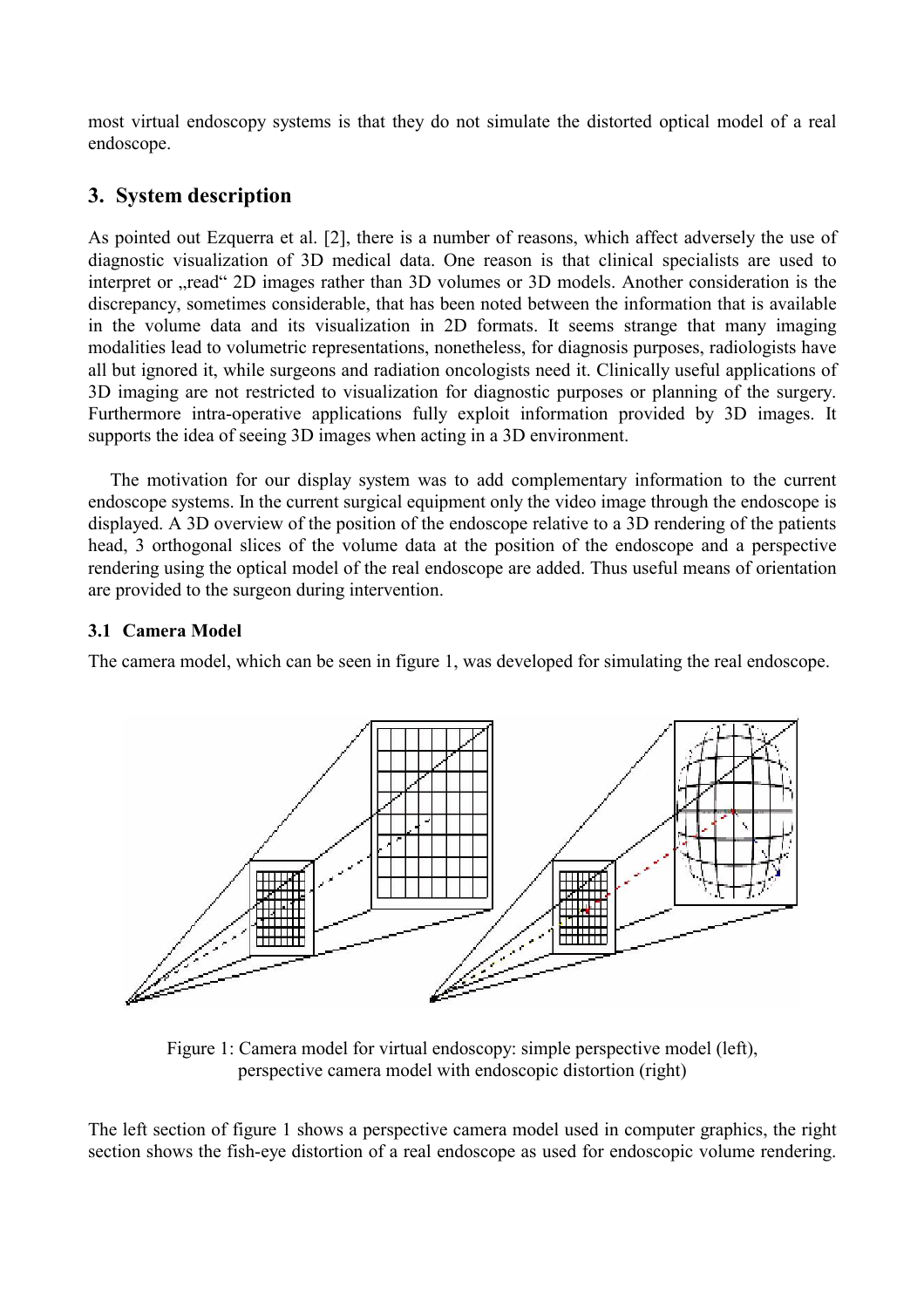most virtual endoscopy systems is that they do not simulate the distorted optical model of a real endoscope.

## 3. System description

As pointed out Ezquerra et al. [2], there is a number of reasons, which affect adversely the use of diagnostic visualization of 3D medical data. One reason is that clinical specialists are used to interpret or „read“ 2D images rather than 3D volumes or 3D models. Another consideration is the discrepancy, sometimes considerable, that has been noted between the information that is available in the volume data and its visualization in 2D formats. It seems strange that many imaging modalities lead to volumetric representations, nonetheless, for diagnosis purposes, radiologists have all but ignored it, while surgeons and radiation oncologists need it. Clinically useful applications of 3D imaging are not restricted to visualization for diagnostic purposes or planning of the surgery. Furthermore intra-operative applications fully exploit information provided by 3D images. It supports the idea of seeing 3D images when acting in a 3D environment.

The motivation for our display system was to add complementary information to the current endoscope systems. In the current surgical equipment only the video image through the endoscope is displayed. A 3D overview of the position of the endoscope relative to a 3D rendering of the patients head, 3 orthogonal slices of the volume data at the position of the endoscope and a perspective rendering using the optical model of the real endoscope are added. Thus useful means of orientation are provided to the surgeon during intervention.

### 3.1 Camera Model

The camera model, which can be seen in figure 1, was developed for simulating the real endoscope.

Figure 1: Camera model for virtual endoscopy: simple perspective model (left), perspective camera model with endoscopic distortion (right)

The left section of figure 1 shows a perspective camera model used in computer graphics, the right section shows the fish-eye distortion of a real endoscope as used for endoscopic volume rendering.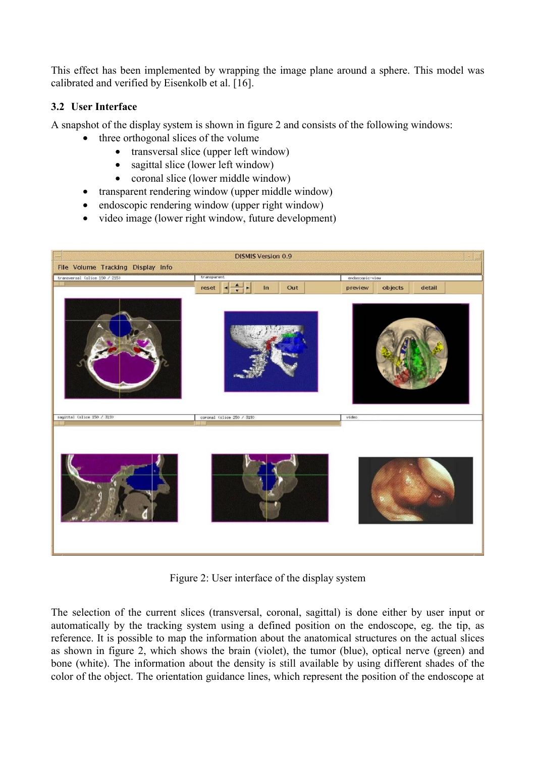This effect has been implemented by wrapping the image plane around a sphere. This model was calibrated and verified by Eisenkolb et al. [16].

### 3.2 User Interface

A snapshot of the display system is shown in figure 2 and consists of the following windows:

- three orthogonal slices of the volume
  - transversal slice (upper left window)
  - sagittal slice (lower left window)
  - coronal slice (lower middle window)
- transparent rendering window (upper middle window)
- endoscopic rendering window (upper right window)
- video image (lower right window, future development)

Figure 2: User interface of the display system

The selection of the current slices (transversal, coronal, sagittal) is done either by user input or automatically by the tracking system using a defined position on the endoscope, eg. the tip, as reference. It is possible to map the information about the anatomical structures on the actual slices as shown in figure 2, which shows the brain (violet), the tumor (blue), optical nerve (green) and bone (white). The information about the density is still available by using different shades of the color of the object. The orientation guidance lines, which represent the position of the endoscope at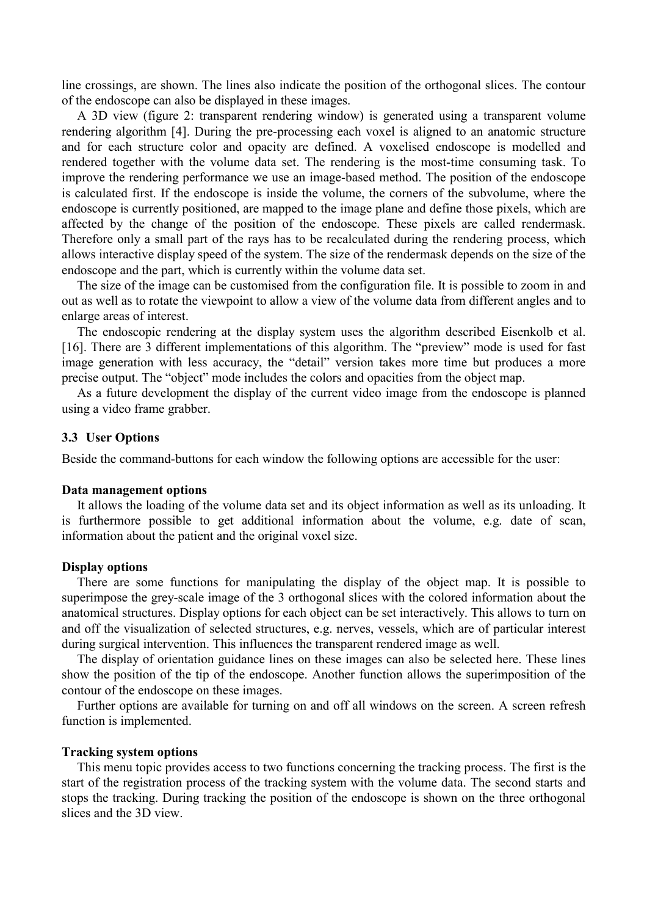line crossings, are shown. The lines also indicate the position of the orthogonal slices. The contour of the endoscope can also be displayed in these images.

A 3D view (figure 2: transparent rendering window) is generated using a transparent volume rendering algorithm [4]. During the pre-processing each voxel is aligned to an anatomic structure and for each structure color and opacity are defined. A voxelised endoscope is modelled and rendered together with the volume data set. The rendering is the most-time consuming task. To improve the rendering performance we use an image-based method. The position of the endoscope is calculated first. If the endoscope is inside the volume, the corners of the subvolume, where the endoscope is currently positioned, are mapped to the image plane and define those pixels, which are affected by the change of the position of the endoscope. These pixels are called rendermask. Therefore only a small part of the rays has to be recalculated during the rendering process, which allows interactive display speed of the system. The size of the rendermask depends on the size of the endoscope and the part, which is currently within the volume data set.

The size of the image can be customised from the configuration file. It is possible to zoom in and out as well as to rotate the viewpoint to allow a view of the volume data from different angles and to enlarge areas of interest.

The endoscopic rendering at the display system uses the algorithm described Eisenkolb et al. [16]. There are 3 different implementations of this algorithm. The "preview" mode is used for fast image generation with less accuracy, the "detail" version takes more time but produces a more precise output. The "object" mode includes the colors and opacities from the object map.

As a future development the display of the current video image from the endoscope is planned using a video frame grabber.

### 3.3 User Options

Beside the command-buttons for each window the following options are accessible for the user:

**Data management options**

It allows the loading of the volume data set and its object information as well as its unloading. It is furthermore possible to get additional information about the volume, e.g. date of scan, information about the patient and the original voxel size.

**Display options**

There are some functions for manipulating the display of the object map. It is possible to superimpose the grey-scale image of the 3 orthogonal slices with the colored information about the anatomical structures. Display options for each object can be set interactively. This allows to turn on and off the visualization of selected structures, e.g. nerves, vessels, which are of particular interest during surgical intervention. This influences the transparent rendered image as well.

The display of orientation guidance lines on these images can also be selected here. These lines show the position of the tip of the endoscope. Another function allows the superimposition of the contour of the endoscope on these images.

Further options are available for turning on and off all windows on the screen. A screen refresh function is implemented.

**Tracking system options**

This menu topic provides access to two functions concerning the tracking process. The first is the start of the registration process of the tracking system with the volume data. The second starts and stops the tracking. During tracking the position of the endoscope is shown on the three orthogonal slices and the 3D view.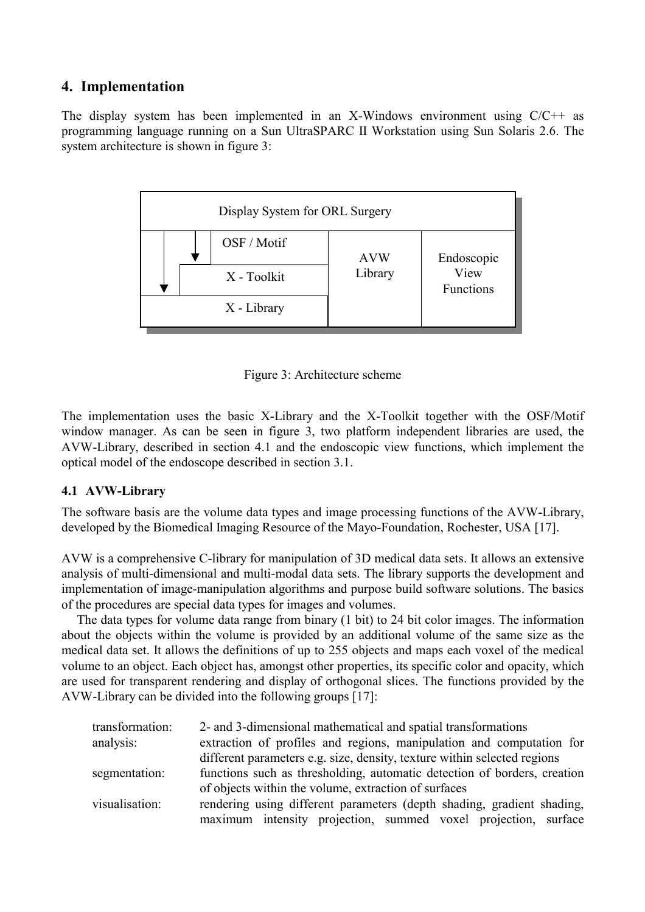## 4. Implementation

The display system has been implemented in an X-Windows environment using C/C++ as programming language running on a Sun UltraSPARC II Workstation using Sun Solaris 2.6. The system architecture is shown in figure 3:

| Display System for ORL Surgery | | |
|---|---|---|
| OSF / Motif | AVW Library | Endoscopic View Functions |
| X - Toolkit | | |
| X - Library | | |

Figure 3: Architecture scheme

The implementation uses the basic X-Library and the X-Toolkit together with the OSF/Motif window manager. As can be seen in figure 3, two platform independent libraries are used, the AVW-Library, described in section 4.1 and the endoscopic view functions, which implement the optical model of the endoscope described in section 3.1.

### 4.1 AVW-Library

The software basis are the volume data types and image processing functions of the AVW-Library, developed by the Biomedical Imaging Resource of the Mayo-Foundation, Rochester, USA [17].

AVW is a comprehensive C-library for manipulation of 3D medical data sets. It allows an extensive analysis of multi-dimensional and multi-modal data sets. The library supports the development and implementation of image-manipulation algorithms and purpose build software solutions. The basics of the procedures are special data types for images and volumes.

The data types for volume data range from binary (1 bit) to 24 bit color images. The information about the objects within the volume is provided by an additional volume of the same size as the medical data set. It allows the definitions of up to 255 objects and maps each voxel of the medical volume to an object. Each object has, amongst other properties, its specific color and opacity, which are used for transparent rendering and display of orthogonal slices. The functions provided by the AVW-Library can be divided into the following groups [17]:

- transformation: 2- and 3-dimensional mathematical and spatial transformations
- analysis: extraction of profiles and regions, manipulation and computation for different parameters e.g. size, density, texture within selected regions
- segmentation: functions such as thresholding, automatic detection of borders, creation of objects within the volume, extraction of surfaces
- visualisation: rendering using different parameters (depth shading, gradient shading, maximum intensity projection, summed voxel projection, surface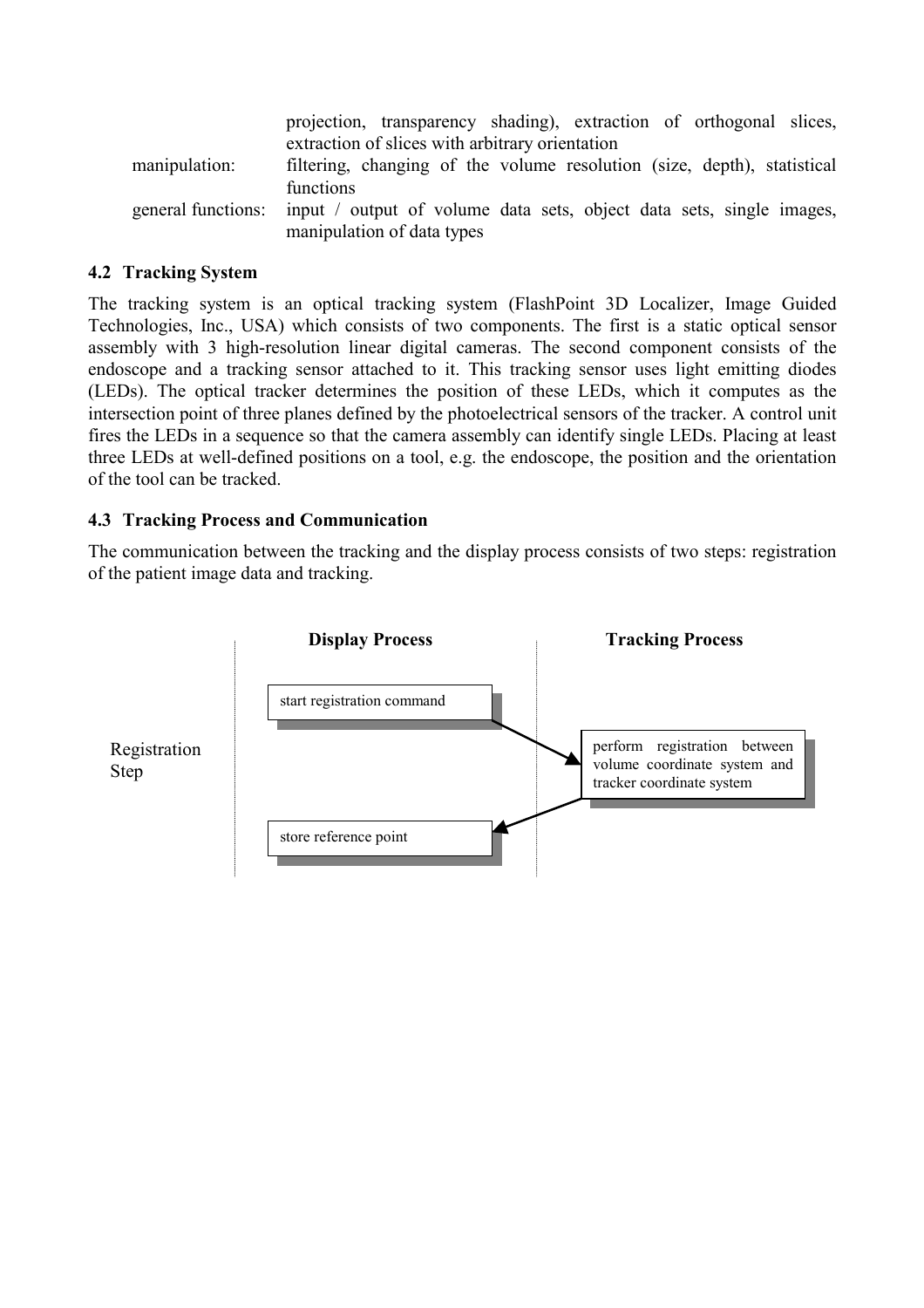| | |
|---|---|
| | projection, transparency shading), extraction of orthogonal slices, extraction of slices with arbitrary orientation |
| manipulation: | filtering, changing of the volume resolution (size, depth), statistical functions |
| general functions: | input / output of volume data sets, object data sets, single images, manipulation of data types |

### 4.2 Tracking System

The tracking system is an optical tracking system (FlashPoint 3D Localizer, Image Guided Technologies, Inc., USA) which consists of two components. The first is a static optical sensor assembly with 3 high-resolution linear digital cameras. The second component consists of the endoscope and a tracking sensor attached to it. This tracking sensor uses light emitting diodes (LEDs). The optical tracker determines the position of these LEDs, which it computes as the intersection point of three planes defined by the photoelectrical sensors of the tracker. A control unit fires the LEDs in a sequence so that the camera assembly can identify single LEDs. Placing at least three LEDs at well-defined positions on a tool, e.g. the endoscope, the position and the orientation of the tool can be tracked.

### 4.3 Tracking Process and Communication

The communication between the tracking and the display process consists of two steps: registration of the patient image data and tracking.

| | **Display Process** | **Tracking Process** |
|---|---|---|
| Registration Step | start registration command → | perform registration between volume coordinate system and tracker coordinate system |
| | store reference point ← | |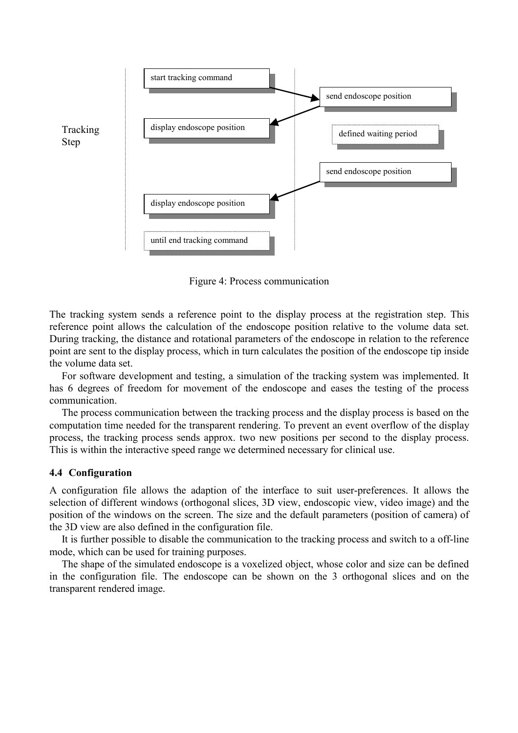Tracking Step

start tracking command

send endoscope position

display endoscope position

defined waiting period

send endoscope position

display endoscope position

until end tracking command

Figure 4: Process communication

The tracking system sends a reference point to the display process at the registration step. This reference point allows the calculation of the endoscope position relative to the volume data set. During tracking, the distance and rotational parameters of the endoscope in relation to the reference point are sent to the display process, which in turn calculates the position of the endoscope tip inside the volume data set.

For software development and testing, a simulation of the tracking system was implemented. It has 6 degrees of freedom for movement of the endoscope and eases the testing of the process communication.

The process communication between the tracking process and the display process is based on the computation time needed for the transparent rendering. To prevent an event overflow of the display process, the tracking process sends approx. two new positions per second to the display process. This is within the interactive speed range we determined necessary for clinical use.

### 4.4 Configuration

A configuration file allows the adaption of the interface to suit user-preferences. It allows the selection of different windows (orthogonal slices, 3D view, endoscopic view, video image) and the position of the windows on the screen. The size and the default parameters (position of camera) of the 3D view are also defined in the configuration file.

It is further possible to disable the communication to the tracking process and switch to a off-line mode, which can be used for training purposes.

The shape of the simulated endoscope is a voxelized object, whose color and size can be defined in the configuration file. The endoscope can be shown on the 3 orthogonal slices and on the transparent rendered image.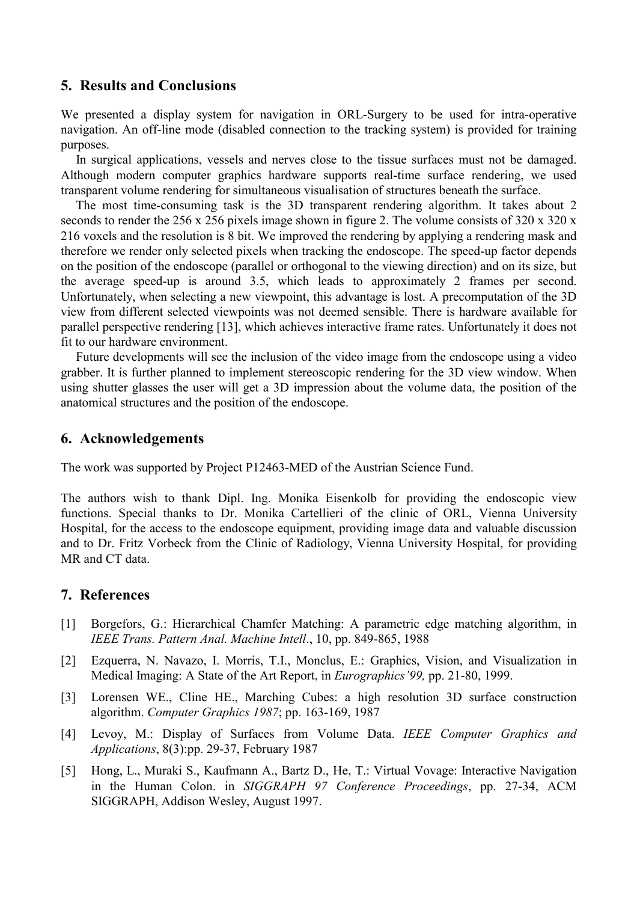## 5. Results and Conclusions

We presented a display system for navigation in ORL-Surgery to be used for intra-operative navigation. An off-line mode (disabled connection to the tracking system) is provided for training purposes.

In surgical applications, vessels and nerves close to the tissue surfaces must not be damaged. Although modern computer graphics hardware supports real-time surface rendering, we used transparent volume rendering for simultaneous visualisation of structures beneath the surface.

The most time-consuming task is the 3D transparent rendering algorithm. It takes about 2 seconds to render the 256 x 256 pixels image shown in figure 2. The volume consists of 320 x 320 x 216 voxels and the resolution is 8 bit. We improved the rendering by applying a rendering mask and therefore we render only selected pixels when tracking the endoscope. The speed-up factor depends on the position of the endoscope (parallel or orthogonal to the viewing direction) and on its size, but the average speed-up is around 3.5, which leads to approximately 2 frames per second. Unfortunately, when selecting a new viewpoint, this advantage is lost. A precomputation of the 3D view from different selected viewpoints was not deemed sensible. There is hardware available for parallel perspective rendering [13], which achieves interactive frame rates. Unfortunately it does not fit to our hardware environment.

Future developments will see the inclusion of the video image from the endoscope using a video grabber. It is further planned to implement stereoscopic rendering for the 3D view window. When using shutter glasses the user will get a 3D impression about the volume data, the position of the anatomical structures and the position of the endoscope.

## 6. Acknowledgements

The work was supported by Project P12463-MED of the Austrian Science Fund.

The authors wish to thank Dipl. Ing. Monika Eisenkolb for providing the endoscopic view functions. Special thanks to Dr. Monika Cartellieri of the clinic of ORL, Vienna University Hospital, for the access to the endoscope equipment, providing image data and valuable discussion and to Dr. Fritz Vorbeck from the Clinic of Radiology, Vienna University Hospital, for providing MR and CT data.

## 7. References

[1] Borgefors, G.: Hierarchical Chamfer Matching: A parametric edge matching algorithm, in *IEEE Trans. Pattern Anal. Machine Intell*., 10, pp. 849-865, 1988

[2] Ezquerra, N. Navazo, I. Morris, T.I., Monclus, E.: Graphics, Vision, and Visualization in Medical Imaging: A State of the Art Report, in *Eurographics'99,* pp. 21-80, 1999.

[3] Lorensen WE., Cline HE., Marching Cubes: a high resolution 3D surface construction algorithm. *Computer Graphics 1987*; pp. 163-169, 1987

[4] Levoy, M.: Display of Surfaces from Volume Data. *IEEE Computer Graphics and Applications*, 8(3):pp. 29-37, February 1987

[5] Hong, L., Muraki S., Kaufmann A., Bartz D., He, T.: Virtual Vovage: Interactive Navigation in the Human Colon. in *SIGGRAPH 97 Conference Proceedings*, pp. 27-34, ACM SIGGRAPH, Addison Wesley, August 1997.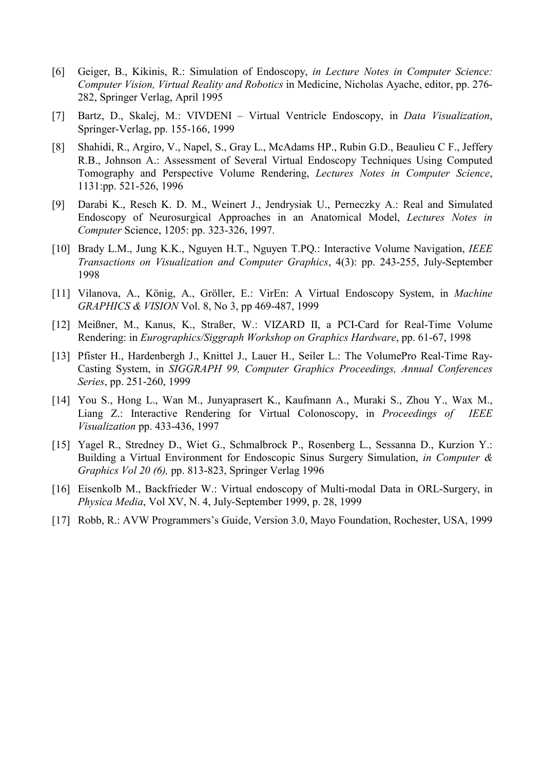[6] Geiger, B., Kikinis, R.: Simulation of Endoscopy, *in Lecture Notes in Computer Science: Computer Vision, Virtual Reality and Robotics* in Medicine, Nicholas Ayache, editor, pp. 276-282, Springer Verlag, April 1995

[7] Bartz, D., Skalej, M.: VIVDENI – Virtual Ventricle Endoscopy, in *Data Visualization*, Springer-Verlag, pp. 155-166, 1999

[8] Shahidi, R., Argiro, V., Napel, S., Gray L., McAdams HP., Rubin G.D., Beaulieu C F., Jeffery R.B., Johnson A.: Assessment of Several Virtual Endoscopy Techniques Using Computed Tomography and Perspective Volume Rendering, *Lectures Notes in Computer Science*, 1131:pp. 521-526, 1996

[9] Darabi K., Resch K. D. M., Weinert J., Jendrysiak U., Perneczky A.: Real and Simulated Endoscopy of Neurosurgical Approaches in an Anatomical Model, *Lectures Notes in Computer* Science, 1205: pp. 323-326, 1997.

[10] Brady L.M., Jung K.K., Nguyen H.T., Nguyen T.PQ.: Interactive Volume Navigation, *IEEE Transactions on Visualization and Computer Graphics*, 4(3): pp. 243-255, July-September 1998

[11] Vilanova, A., König, A., Gröller, E.: VirEn: A Virtual Endoscopy System, in *Machine GRAPHICS & VISION* Vol. 8, No 3, pp 469-487, 1999

[12] Meißner, M., Kanus, K., Straßer, W.: VIZARD II, a PCI-Card for Real-Time Volume Rendering: in *Eurographics/Siggraph Workshop on Graphics Hardware*, pp. 61-67, 1998

[13] Pfister H., Hardenbergh J., Knittel J., Lauer H., Seiler L.: The VolumePro Real-Time Ray-Casting System, in *SIGGRAPH 99, Computer Graphics Proceedings, Annual Conferences Series*, pp. 251-260, 1999

[14] You S., Hong L., Wan M., Junyaprasert K., Kaufmann A., Muraki S., Zhou Y., Wax M., Liang Z.: Interactive Rendering for Virtual Colonoscopy, in *Proceedings of IEEE Visualization* pp. 433-436, 1997

[15] Yagel R., Stredney D., Wiet G., Schmalbrock P., Rosenberg L., Sessanna D., Kurzion Y.: Building a Virtual Environment for Endoscopic Sinus Surgery Simulation, *in Computer & Graphics Vol 20 (6),* pp. 813-823, Springer Verlag 1996

[16] Eisenkolb M., Backfrieder W.: Virtual endoscopy of Multi-modal Data in ORL-Surgery, in *Physica Media*, Vol XV, N. 4, July-September 1999, p. 28, 1999

[17] Robb, R.: AVW Programmers's Guide, Version 3.0, Mayo Foundation, Rochester, USA, 1999